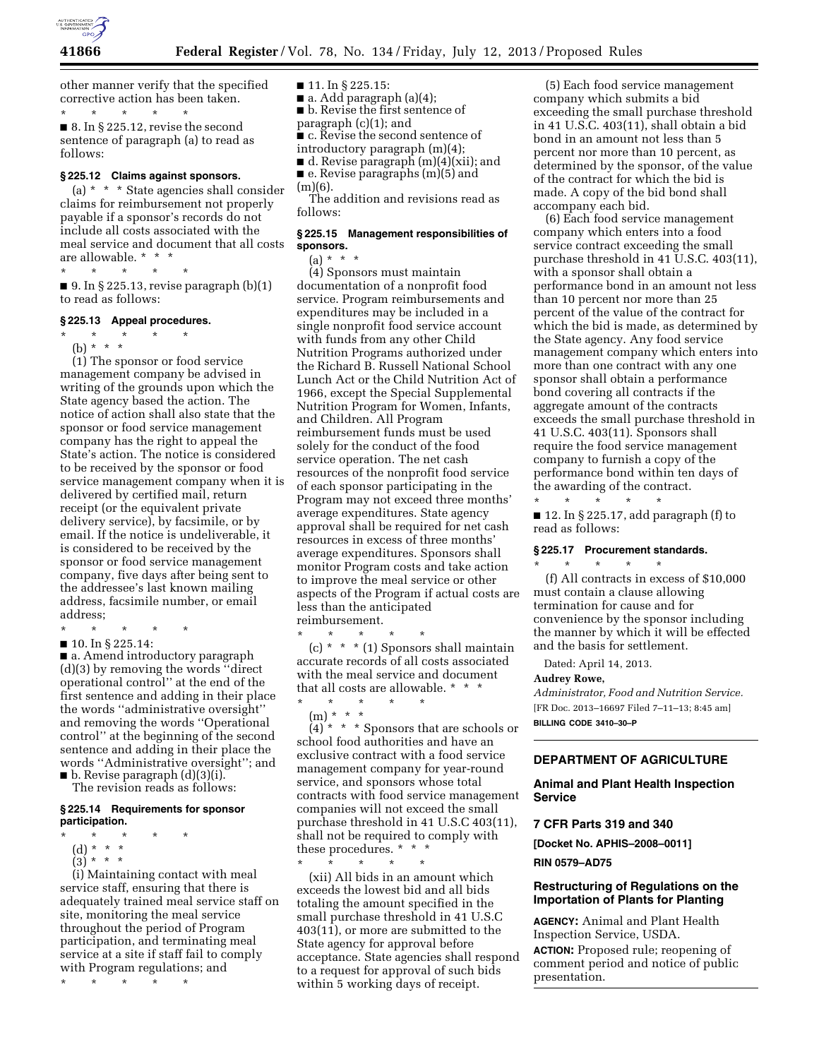other manner verify that the specified corrective action has been taken.

\* \* \* \* \*

■ 8. In § 225.12, revise the second sentence of paragraph (a) to read as follows:

**§ 225.12 Claims against sponsors.**

(a) \* \* \* State agencies shall consider claims for reimbursement not properly payable if a sponsor's records do not include all costs associated with the meal service and document that all costs are allowable. \* \* \*

\* \* \* \* \*

■ 9. In § 225.13, revise paragraph (b)(1) to read as follows:

**§ 225.13 Appeal procedures.**

\* \* \* \* \*

(b) \* \* \*

(1) The sponsor or food service management company be advised in writing of the grounds upon which the State agency based the action. The notice of action shall also state that the sponsor or food service management company has the right to appeal the State's action. The notice is considered to be received by the sponsor or food service management company when it is delivered by certified mail, return receipt (or the equivalent private delivery service), by facsimile, or by email. If the notice is undeliverable, it is considered to be received by the sponsor or food service management company, five days after being sent to the addressee's last known mailing address, facsimile number, or email address;

\* \* \* \* \*

■ 10. In § 225.14:

■ a. Amend introductory paragraph (d)(3) by removing the words ''direct operational control'' at the end of the first sentence and adding in their place the words ''administrative oversight'' and removing the words ''Operational control'' at the beginning of the second sentence and adding in their place the words ''Administrative oversight''; and

■ b. Revise paragraph (d)(3)(i).

The revision reads as follows:

**§ 225.14 Requirements for sponsor participation.**

\* \* \* \* \*

(d) \* \* \*

(3) \* \* \*

(i) Maintaining contact with meal service staff, ensuring that there is adequately trained meal service staff on site, monitoring the meal service throughout the period of Program participation, and terminating meal service at a site if staff fail to comply with Program regulations; and

\* \* \* \* \*

■ 11. In § 225.15:

■ a. Add paragraph (a)(4);

■ b. Revise the first sentence of paragraph (c)(1); and

■ c. Revise the second sentence of introductory paragraph (m)(4);

■ d. Revise paragraph (m)(4)(xii); and

■ e. Revise paragraphs (m)(5) and (m)(6).

The addition and revisions read as follows:

**§ 225.15 Management responsibilities of sponsors.**

(a) \* \* \*

(4) Sponsors must maintain documentation of a nonprofit food service. Program reimbursements and expenditures may be included in a single nonprofit food service account with funds from any other Child Nutrition Programs authorized under the Richard B. Russell National School Lunch Act or the Child Nutrition Act of 1966, except the Special Supplemental Nutrition Program for Women, Infants, and Children. All Program reimbursement funds must be used solely for the conduct of the food service operation. The net cash resources of the nonprofit food service of each sponsor participating in the Program may not exceed three months' average expenditures. State agency approval shall be required for net cash resources in excess of three months' average expenditures. Sponsors shall monitor Program costs and take action to improve the meal service or other aspects of the Program if actual costs are less than the anticipated reimbursement.

\* \* \* \* \*

(c) \* \* \* (1) Sponsors shall maintain accurate records of all costs associated with the meal service and document that all costs are allowable. \* \* \*

\* \* \* \* \*

(m) \* \* \*

(4) \* \* \* Sponsors that are schools or school food authorities and have an exclusive contract with a food service management company for year-round service, and sponsors whose total contracts with food service management companies will not exceed the small purchase threshold in 41 U.S.C 403(11), shall not be required to comply with these procedures. \* \* \*

\* \* \* \* \*

(xii) All bids in an amount which exceeds the lowest bid and all bids totaling the amount specified in the small purchase threshold in 41 U.S.C 403(11), or more are submitted to the State agency for approval before acceptance. State agencies shall respond to a request for approval of such bids within 5 working days of receipt.

(5) Each food service management company which submits a bid exceeding the small purchase threshold in 41 U.S.C. 403(11), shall obtain a bid bond in an amount not less than 5 percent nor more than 10 percent, as determined by the sponsor, of the value of the contract for which the bid is made. A copy of the bid bond shall accompany each bid.

(6) Each food service management company which enters into a food service contract exceeding the small purchase threshold in 41 U.S.C. 403(11), with a sponsor shall obtain a performance bond in an amount not less than 10 percent nor more than 25 percent of the value of the contract for which the bid is made, as determined by the State agency. Any food service management company which enters into more than one contract with any one sponsor shall obtain a performance bond covering all contracts if the aggregate amount of the contracts exceeds the small purchase threshold in 41 U.S.C. 403(11). Sponsors shall require the food service management company to furnish a copy of the performance bond within ten days of the awarding of the contract.

\* \* \* \* \*

■ 12. In § 225.17, add paragraph (f) to read as follows:

**§ 225.17 Procurement standards.**

\* \* \* \* \*

(f) All contracts in excess of $10,000 must contain a clause allowing termination for cause and for convenience by the sponsor including the manner by which it will be effected and the basis for settlement.

Dated: April 14, 2013.

**Audrey Rowe,**

*Administrator, Food and Nutrition Service.*

[FR Doc. 2013–16697 Filed 7–11–13; 8:45 am]

**BILLING CODE 3410–30–P**

## DEPARTMENT OF AGRICULTURE

### Animal and Plant Health Inspection Service

### 7 CFR Parts 319 and 340

**[Docket No. APHIS–2008–0011]**

**RIN 0579–AD75**

### Restructuring of Regulations on the Importation of Plants for Planting

**AGENCY:** Animal and Plant Health Inspection Service, USDA.

**ACTION:** Proposed rule; reopening of comment period and notice of public presentation.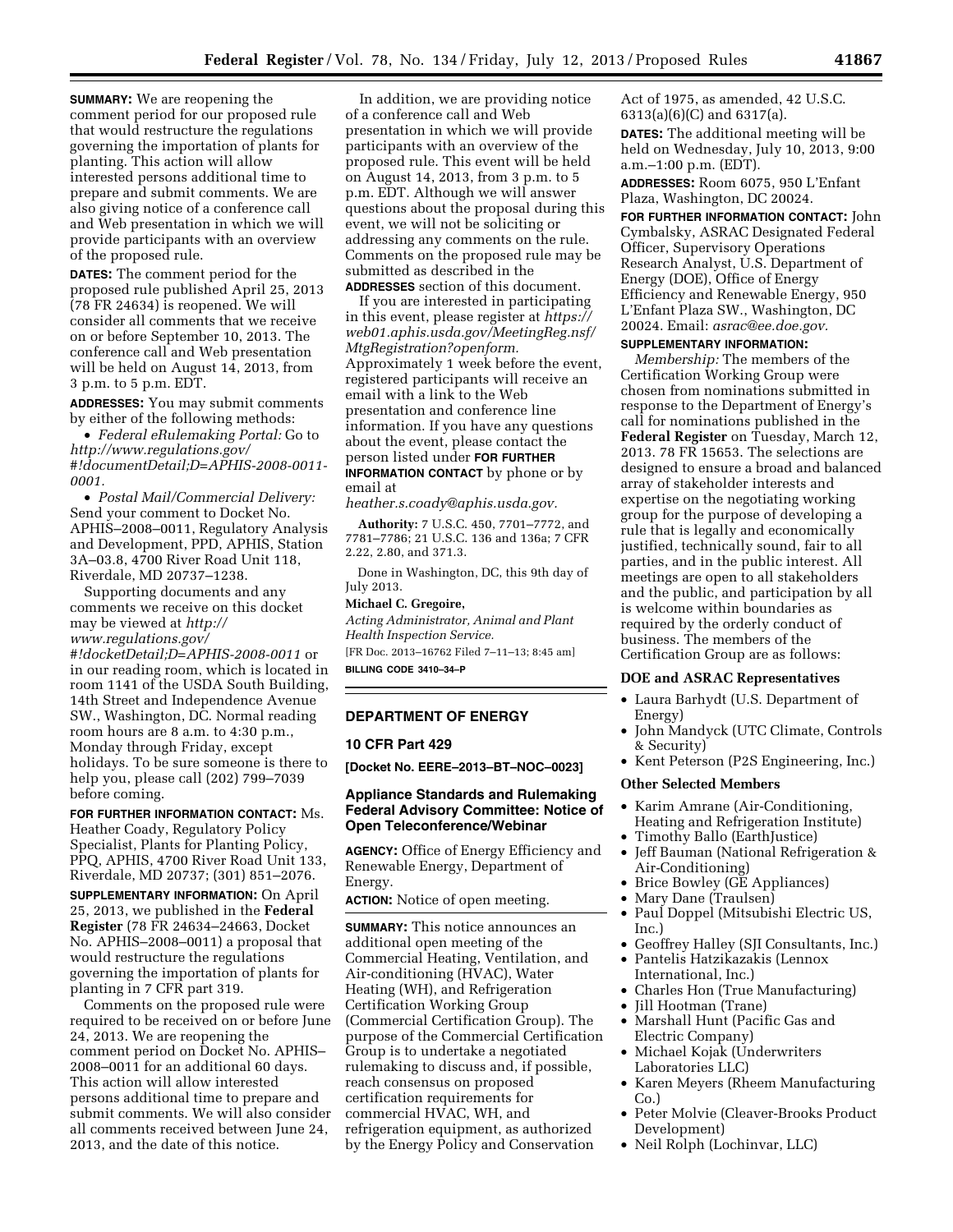**SUMMARY:** We are reopening the comment period for our proposed rule that would restructure the regulations governing the importation of plants for planting. This action will allow interested persons additional time to prepare and submit comments. We are also giving notice of a conference call and Web presentation in which we will provide participants with an overview of the proposed rule.

**DATES:** The comment period for the proposed rule published April 25, 2013 (78 FR 24634) is reopened. We will consider all comments that we receive on or before September 10, 2013. The conference call and Web presentation will be held on August 14, 2013, from 3 p.m. to 5 p.m. EDT.

**ADDRESSES:** You may submit comments by either of the following methods:

- *Federal eRulemaking Portal:* Go to *http://www.regulations.gov/#!documentDetail;D=APHIS-2008-0011-0001.*
- *Postal Mail/Commercial Delivery:* Send your comment to Docket No. APHIS–2008–0011, Regulatory Analysis and Development, PPD, APHIS, Station 3A–03.8, 4700 River Road Unit 118, Riverdale, MD 20737–1238.

Supporting documents and any comments we receive on this docket may be viewed at *http://www.regulations.gov/#!docketDetail;D=APHIS-2008-0011* or in our reading room, which is located in room 1141 of the USDA South Building, 14th Street and Independence Avenue SW., Washington, DC. Normal reading room hours are 8 a.m. to 4:30 p.m., Monday through Friday, except holidays. To be sure someone is there to help you, please call (202) 799–7039 before coming.

**FOR FURTHER INFORMATION CONTACT:** Ms. Heather Coady, Regulatory Policy Specialist, Plants for Planting Policy, PPQ, APHIS, 4700 River Road Unit 133, Riverdale, MD 20737; (301) 851–2076.

**SUPPLEMENTARY INFORMATION:** On April 25, 2013, we published in the **Federal Register** (78 FR 24634–24663, Docket No. APHIS–2008–0011) a proposal that would restructure the regulations governing the importation of plants for planting in 7 CFR part 319.

Comments on the proposed rule were required to be received on or before June 24, 2013. We are reopening the comment period on Docket No. APHIS–2008–0011 for an additional 60 days. This action will allow interested persons additional time to prepare and submit comments. We will also consider all comments received between June 24, 2013, and the date of this notice.

In addition, we are providing notice of a conference call and Web presentation in which we will provide participants with an overview of the proposed rule. This event will be held on August 14, 2013, from 3 p.m. to 5 p.m. EDT. Although we will answer questions about the proposal during this event, we will not be soliciting or addressing any comments on the rule. Comments on the proposed rule may be submitted as described in the **ADDRESSES** section of this document.

If you are interested in participating in this event, please register at *https://web01.aphis.usda.gov/MeetingReg.nsf/MtgRegistration?openform.* Approximately 1 week before the event, registered participants will receive an email with a link to the Web presentation and conference line information. If you have any questions about the event, please contact the person listed under **FOR FURTHER INFORMATION CONTACT** by phone or by email at *heather.s.coady@aphis.usda.gov.*

**Authority:** 7 U.S.C. 450, 7701–7772, and 7781–7786; 21 U.S.C. 136 and 136a; 7 CFR 2.22, 2.80, and 371.3.

Done in Washington, DC, this 9th day of July 2013.

**Michael C. Gregoire,**

*Acting Administrator, Animal and Plant Health Inspection Service.*

[FR Doc. 2013–16762 Filed 7–11–13; 8:45 am]

**BILLING CODE 3410–34–P**

---

## DEPARTMENT OF ENERGY

### 10 CFR Part 429

**[Docket No. EERE–2013–BT–NOC–0023]**

### Appliance Standards and Rulemaking Federal Advisory Committee: Notice of Open Teleconference/Webinar

**AGENCY:** Office of Energy Efficiency and Renewable Energy, Department of Energy.

**ACTION:** Notice of open meeting.

**SUMMARY:** This notice announces an additional open meeting of the Commercial Heating, Ventilation, and Air-conditioning (HVAC), Water Heating (WH), and Refrigeration Certification Working Group (Commercial Certification Group). The purpose of the Commercial Certification Group is to undertake a negotiated rulemaking to discuss and, if possible, reach consensus on proposed certification requirements for commercial HVAC, WH, and refrigeration equipment, as authorized by the Energy Policy and Conservation Act of 1975, as amended, 42 U.S.C. 6313(a)(6)(C) and 6317(a).

**DATES:** The additional meeting will be held on Wednesday, July 10, 2013, 9:00 a.m.–1:00 p.m. (EDT).

**ADDRESSES:** Room 6075, 950 L'Enfant Plaza, Washington, DC 20024.

**FOR FURTHER INFORMATION CONTACT:** John Cymbalsky, ASRAC Designated Federal Officer, Supervisory Operations Research Analyst, U.S. Department of Energy (DOE), Office of Energy Efficiency and Renewable Energy, 950 L'Enfant Plaza SW., Washington, DC 20024. Email: *asrac@ee.doe.gov.*

**SUPPLEMENTARY INFORMATION:**

*Membership:* The members of the Certification Working Group were chosen from nominations submitted in response to the Department of Energy's call for nominations published in the **Federal Register** on Tuesday, March 12, 2013. 78 FR 15653. The selections are designed to ensure a broad and balanced array of stakeholder interests and expertise on the negotiating working group for the purpose of developing a rule that is legally and economically justified, technically sound, fair to all parties, and in the public interest. All meetings are open to all stakeholders and the public, and participation by all is welcome within boundaries as required by the orderly conduct of business. The members of the Certification Group are as follows:

**DOE and ASRAC Representatives**

- Laura Barhydt (U.S. Department of Energy)
- John Mandyck (UTC Climate, Controls & Security)
- Kent Peterson (P2S Engineering, Inc.)

**Other Selected Members**

- Karim Amrane (Air-Conditioning, Heating and Refrigeration Institute)
- Timothy Ballo (EarthJustice)
- Jeff Bauman (National Refrigeration & Air-Conditioning)
- Brice Bowley (GE Appliances)
- Mary Dane (Traulsen)
- Paul Doppel (Mitsubishi Electric US, Inc.)
- Geoffrey Halley (SJI Consultants, Inc.)
- Pantelis Hatzikazakis (Lennox International, Inc.)
- Charles Hon (True Manufacturing)
- Jill Hootman (Trane)
- Marshall Hunt (Pacific Gas and Electric Company)
- Michael Kojak (Underwriters Laboratories LLC)
- Karen Meyers (Rheem Manufacturing Co.)
- Peter Molvie (Cleaver-Brooks Product Development)
- Neil Rolph (Lochinvar, LLC)